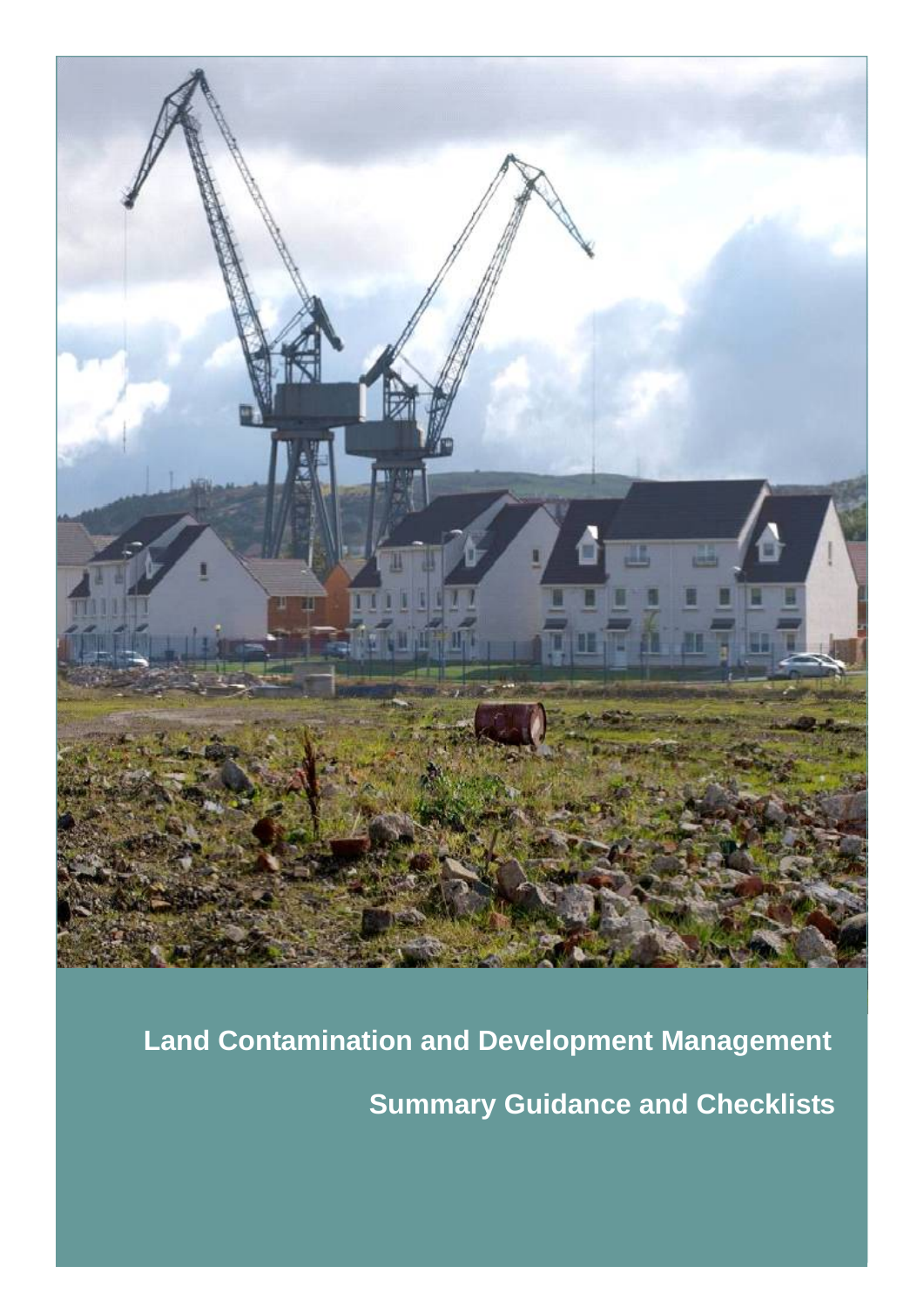# Land Contamination and Development Management

## Summary Guidance and Checklists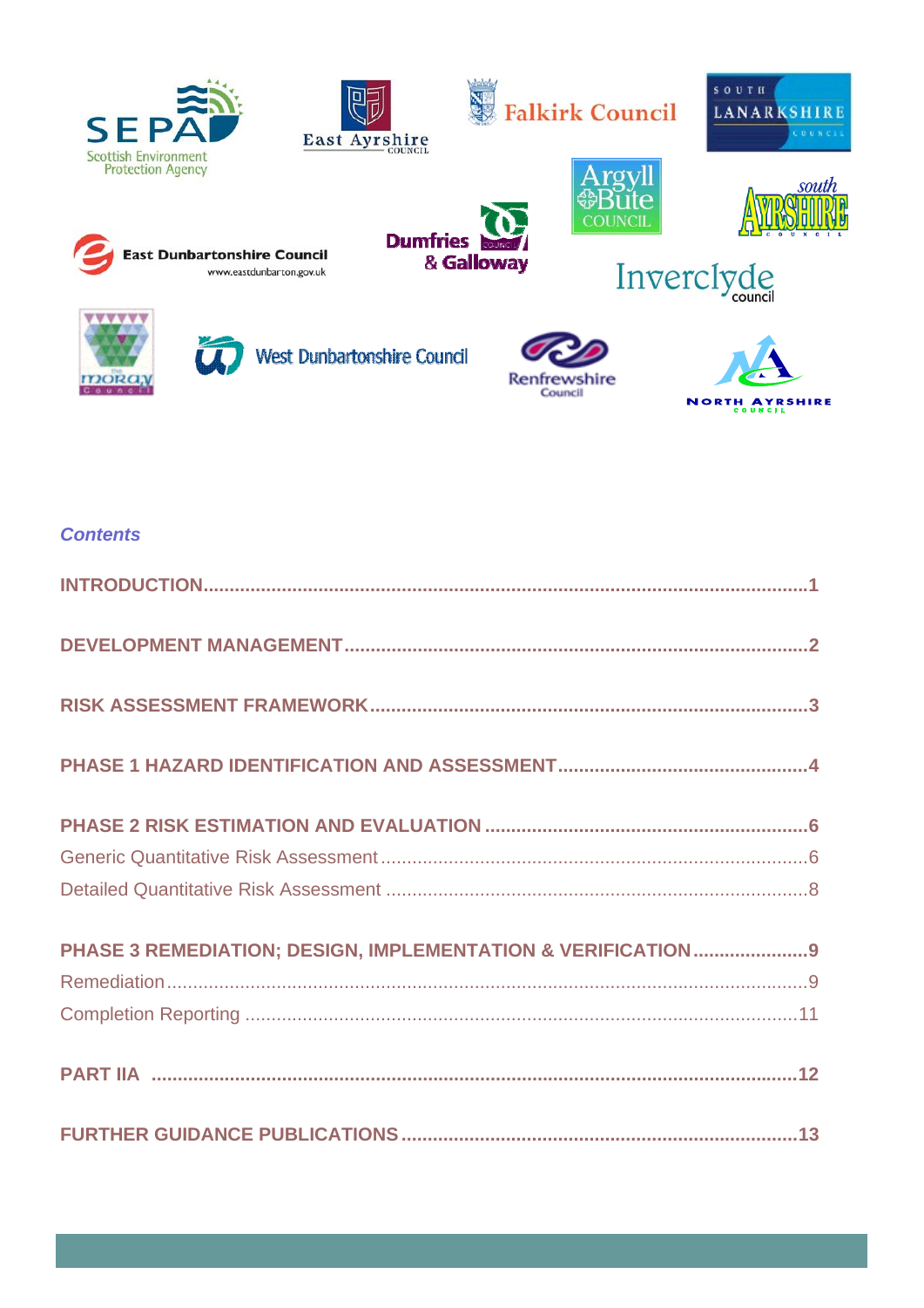SEPA Scottish Environment Protection Agency

East Ayrshire Council

Falkirk Council

South Lanarkshire Council

Argyll & Bute Council

South Ayrshire Council

East Dunbartonshire Council www.eastdunbarton.gov.uk

Dumfries & Galloway Council

Inverclyde council

The Moray Council

West Dunbartonshire Council

Renfrewshire Council

North Ayrshire Council

## *Contents*

**INTRODUCTION** ........................................................................................................ 1

**DEVELOPMENT MANAGEMENT** ........................................................................... 2

**RISK ASSESSMENT FRAMEWORK** ..................................................................... 3

**PHASE 1 HAZARD IDENTIFICATION AND ASSESSMENT** ................................. 4

**PHASE 2 RISK ESTIMATION AND EVALUATION** ................................................ 6

Generic Quantitative Risk Assessment ......................................................................... 6

Detailed Quantitative Risk Assessment ........................................................................ 8

**PHASE 3 REMEDIATION; DESIGN, IMPLEMENTATION & VERIFICATION** ....... 9

Remediation .................................................................................................................. 9

Completion Reporting .................................................................................................. 11

**PART IIA** .................................................................................................................. 12

**FURTHER GUIDANCE PUBLICATIONS** ............................................................... 13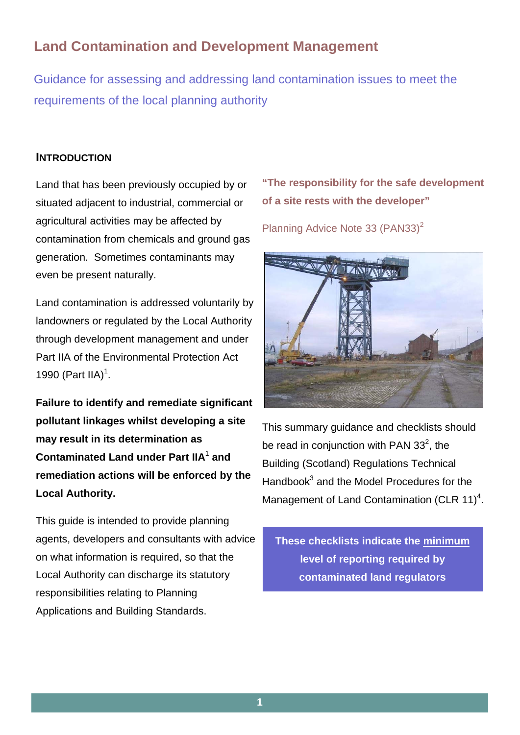# Land Contamination and Development Management

## Guidance for assessing and addressing land contamination issues to meet the requirements of the local planning authority

### INTRODUCTION

Land that has been previously occupied by or situated adjacent to industrial, commercial or agricultural activities may be affected by contamination from chemicals and ground gas generation. Sometimes contaminants may even be present naturally.

Land contamination is addressed voluntarily by landowners or regulated by the Local Authority through development management and under Part IIA of the Environmental Protection Act 1990 (Part IIA)[1].

**Failure to identify and remediate significant pollutant linkages whilst developing a site may result in its determination as Contaminated Land under Part IIA[1] and remediation actions will be enforced by the Local Authority.**

This guide is intended to provide planning agents, developers and consultants with advice on what information is required, so that the Local Authority can discharge its statutory responsibilities relating to Planning Applications and Building Standards.

**"The responsibility for the safe development of a site rests with the developer"**

Planning Advice Note 33 (PAN33)[2]

This summary guidance and checklists should be read in conjunction with PAN 33[2], the Building (Scotland) Regulations Technical Handbook[3] and the Model Procedures for the Management of Land Contamination (CLR 11)[4].

**These checklists indicate the minimum level of reporting required by contaminated land regulators**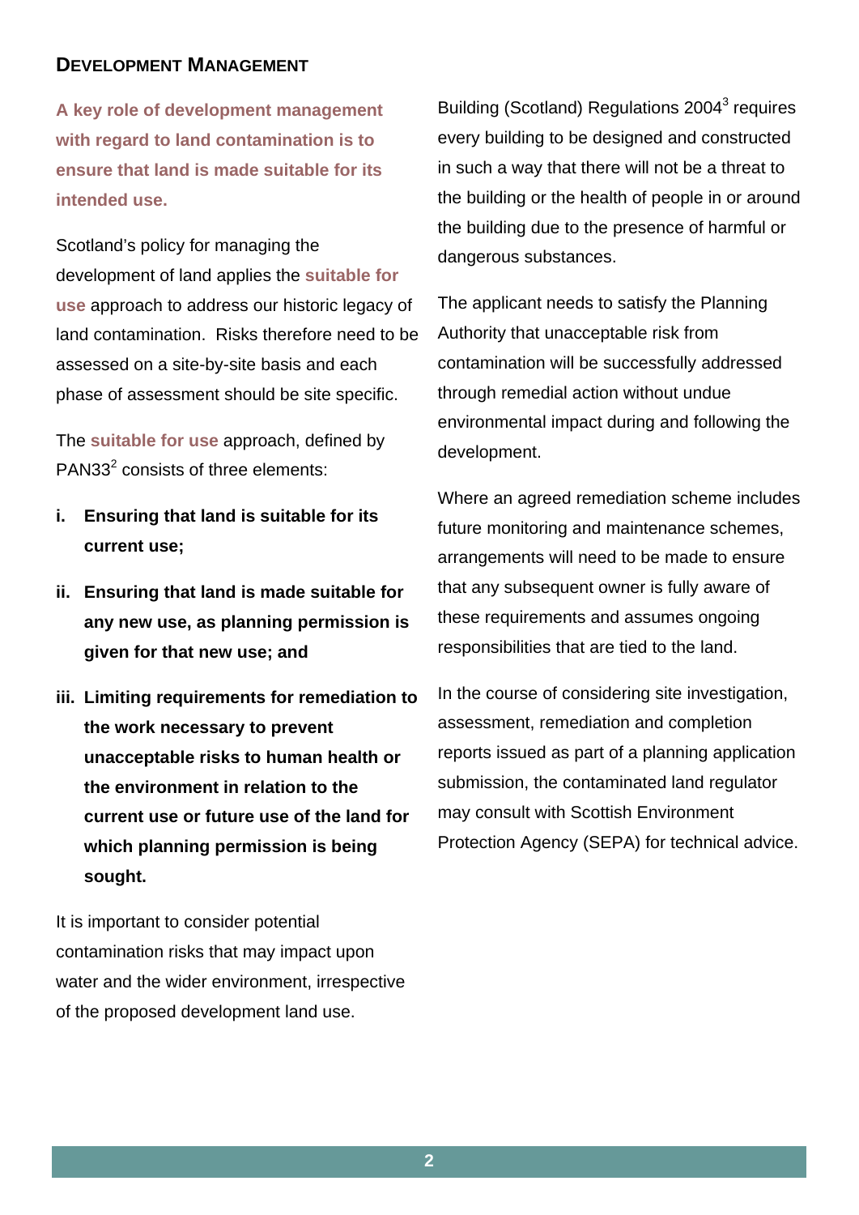## Development Management

**A key role of development management with regard to land contamination is to ensure that land is made suitable for its intended use.**

Scotland's policy for managing the development of land applies the **suitable for use** approach to address our historic legacy of land contamination. Risks therefore need to be assessed on a site-by-site basis and each phase of assessment should be site specific.

The **suitable for use** approach, defined by PAN33[2] consists of three elements:

- **i. Ensuring that land is suitable for its current use;**
- **ii. Ensuring that land is made suitable for any new use, as planning permission is given for that new use; and**
- **iii. Limiting requirements for remediation to the work necessary to prevent unacceptable risks to human health or the environment in relation to the current use or future use of the land for which planning permission is being sought.**

It is important to consider potential contamination risks that may impact upon water and the wider environment, irrespective of the proposed development land use.

Building (Scotland) Regulations 2004[3] requires every building to be designed and constructed in such a way that there will not be a threat to the building or the health of people in or around the building due to the presence of harmful or dangerous substances.

The applicant needs to satisfy the Planning Authority that unacceptable risk from contamination will be successfully addressed through remedial action without undue environmental impact during and following the development.

Where an agreed remediation scheme includes future monitoring and maintenance schemes, arrangements will need to be made to ensure that any subsequent owner is fully aware of these requirements and assumes ongoing responsibilities that are tied to the land.

In the course of considering site investigation, assessment, remediation and completion reports issued as part of a planning application submission, the contaminated land regulator may consult with Scottish Environment Protection Agency (SEPA) for technical advice.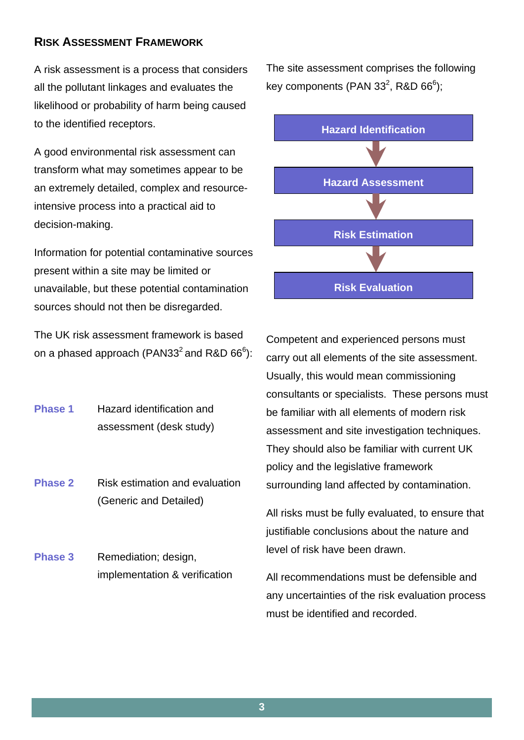## RISK ASSESSMENT FRAMEWORK

A risk assessment is a process that considers all the pollutant linkages and evaluates the likelihood or probability of harm being caused to the identified receptors.

A good environmental risk assessment can transform what may sometimes appear to be an extremely detailed, complex and resource-intensive process into a practical aid to decision-making.

Information for potential contaminative sources present within a site may be limited or unavailable, but these potential contamination sources should not then be disregarded.

The UK risk assessment framework is based on a phased approach (PAN33[2] and R&D 66[6]):

| | |
|---|---|
| **Phase 1** | Hazard identification and assessment (desk study) |
| **Phase 2** | Risk estimation and evaluation (Generic and Detailed) |
| **Phase 3** | Remediation; design, implementation & verification |

The site assessment comprises the following key components (PAN 33[2], R&D 66[6]);

**Hazard Identification**

↓

**Hazard Assessment**

↓

**Risk Estimation**

↓

**Risk Evaluation**

Competent and experienced persons must carry out all elements of the site assessment. Usually, this would mean commissioning consultants or specialists. These persons must be familiar with all elements of modern risk assessment and site investigation techniques. They should also be familiar with current UK policy and the legislative framework surrounding land affected by contamination.

All risks must be fully evaluated, to ensure that justifiable conclusions about the nature and level of risk have been drawn.

All recommendations must be defensible and any uncertainties of the risk evaluation process must be identified and recorded.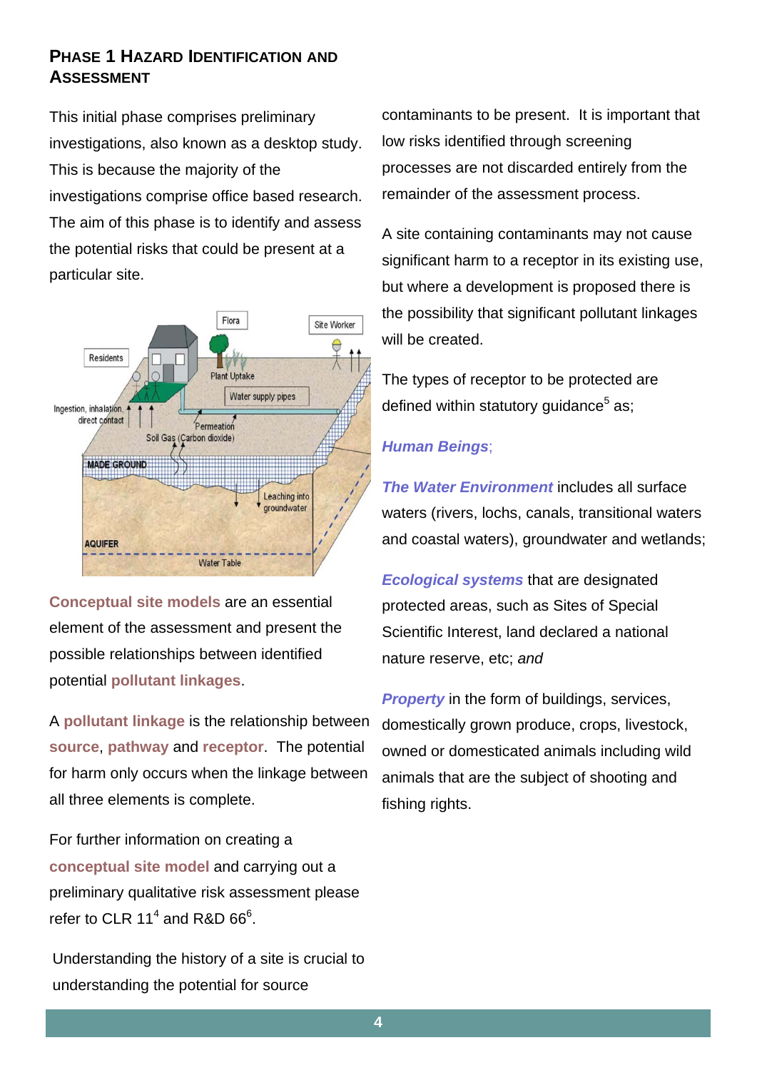## PHASE 1 HAZARD IDENTIFICATION AND ASSESSMENT

This initial phase comprises preliminary investigations, also known as a desktop study. This is because the majority of the investigations comprise office based research. The aim of this phase is to identify and assess the potential risks that could be present at a particular site.

**Conceptual site models** are an essential element of the assessment and present the possible relationships between identified potential **pollutant linkages**.

A **pollutant linkage** is the relationship between **source**, **pathway** and **receptor**. The potential for harm only occurs when the linkage between all three elements is complete.

For further information on creating a **conceptual site model** and carrying out a preliminary qualitative risk assessment please refer to CLR 11[4] and R&D 66[6].

Understanding the history of a site is crucial to understanding the potential for source contaminants to be present. It is important that low risks identified through screening processes are not discarded entirely from the remainder of the assessment process.

A site containing contaminants may not cause significant harm to a receptor in its existing use, but where a development is proposed there is the possibility that significant pollutant linkages will be created.

The types of receptor to be protected are defined within statutory guidance[5] as;

***Human Beings***;

***The Water Environment*** includes all surface waters (rivers, lochs, canals, transitional waters and coastal waters), groundwater and wetlands;

***Ecological systems*** that are designated protected areas, such as Sites of Special Scientific Interest, land declared a national nature reserve, etc; *and*

***Property*** in the form of buildings, services, domestically grown produce, crops, livestock, owned or domesticated animals including wild animals that are the subject of shooting and fishing rights.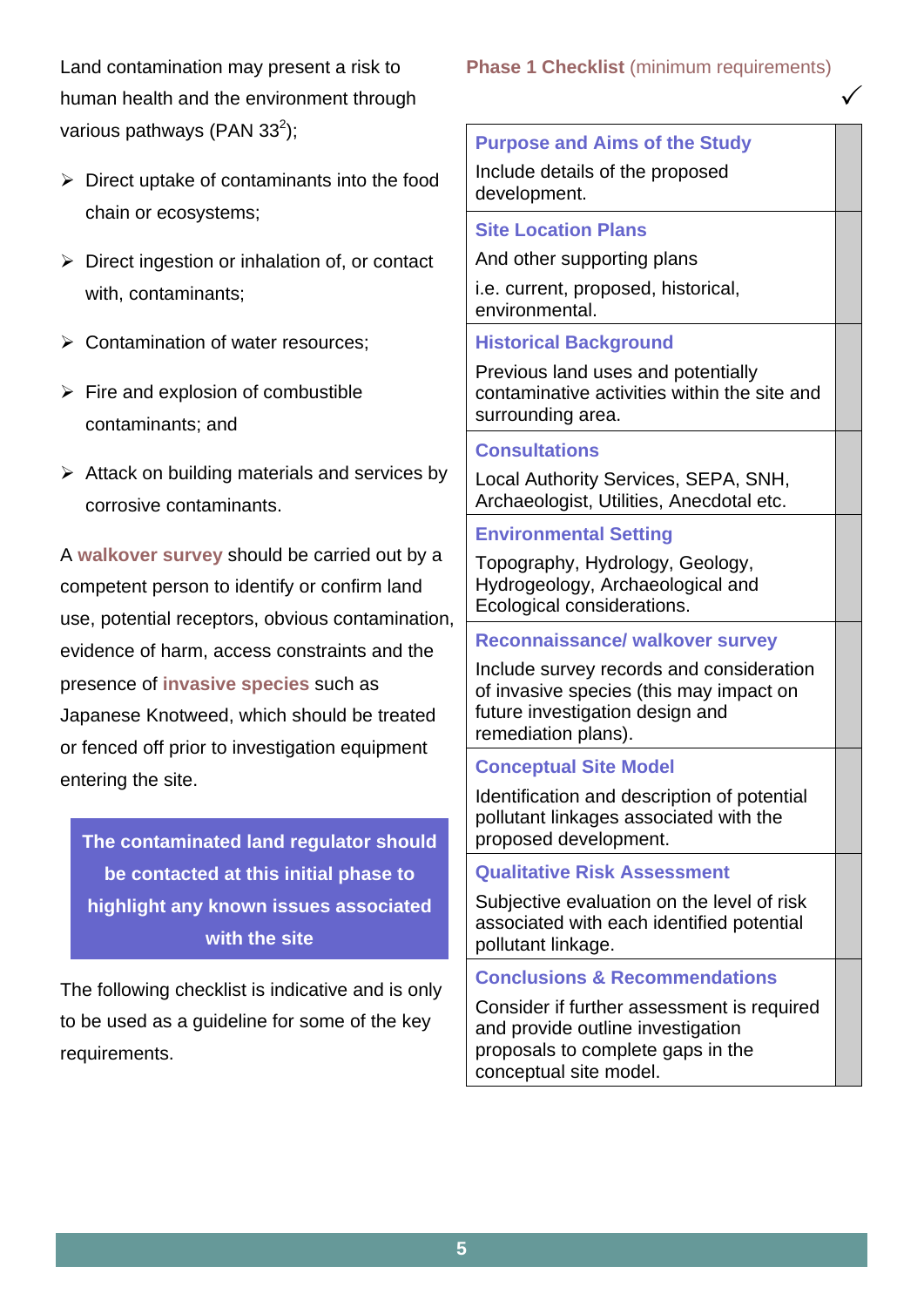Land contamination may present a risk to human health and the environment through various pathways (PAN 33[2]);

- Direct uptake of contaminants into the food chain or ecosystems;
- Direct ingestion or inhalation of, or contact with, contaminants;
- Contamination of water resources;
- Fire and explosion of combustible contaminants; and
- Attack on building materials and services by corrosive contaminants.

A **walkover survey** should be carried out by a competent person to identify or confirm land use, potential receptors, obvious contamination, evidence of harm, access constraints and the presence of **invasive species** such as Japanese Knotweed, which should be treated or fenced off prior to investigation equipment entering the site.

**The contaminated land regulator should be contacted at this initial phase to highlight any known issues associated with the site**

The following checklist is indicative and is only to be used as a guideline for some of the key requirements.

## Phase 1 Checklist (minimum requirements)

| | ✓ |
|---|---|
| **Purpose and Aims of the Study**<br>Include details of the proposed development. | |
| **Site Location Plans**<br>And other supporting plans<br>i.e. current, proposed, historical, environmental. | |
| **Historical Background**<br>Previous land uses and potentially contaminative activities within the site and surrounding area. | |
| **Consultations**<br>Local Authority Services, SEPA, SNH, Archaeologist, Utilities, Anecdotal etc. | |
| **Environmental Setting**<br>Topography, Hydrology, Geology, Hydrogeology, Archaeological and Ecological considerations. | |
| **Reconnaissance/ walkover survey**<br>Include survey records and consideration of invasive species (this may impact on future investigation design and remediation plans). | |
| **Conceptual Site Model**<br>Identification and description of potential pollutant linkages associated with the proposed development. | |
| **Qualitative Risk Assessment**<br>Subjective evaluation on the level of risk associated with each identified potential pollutant linkage. | |
| **Conclusions & Recommendations**<br>Consider if further assessment is required and provide outline investigation proposals to complete gaps in the conceptual site model. | |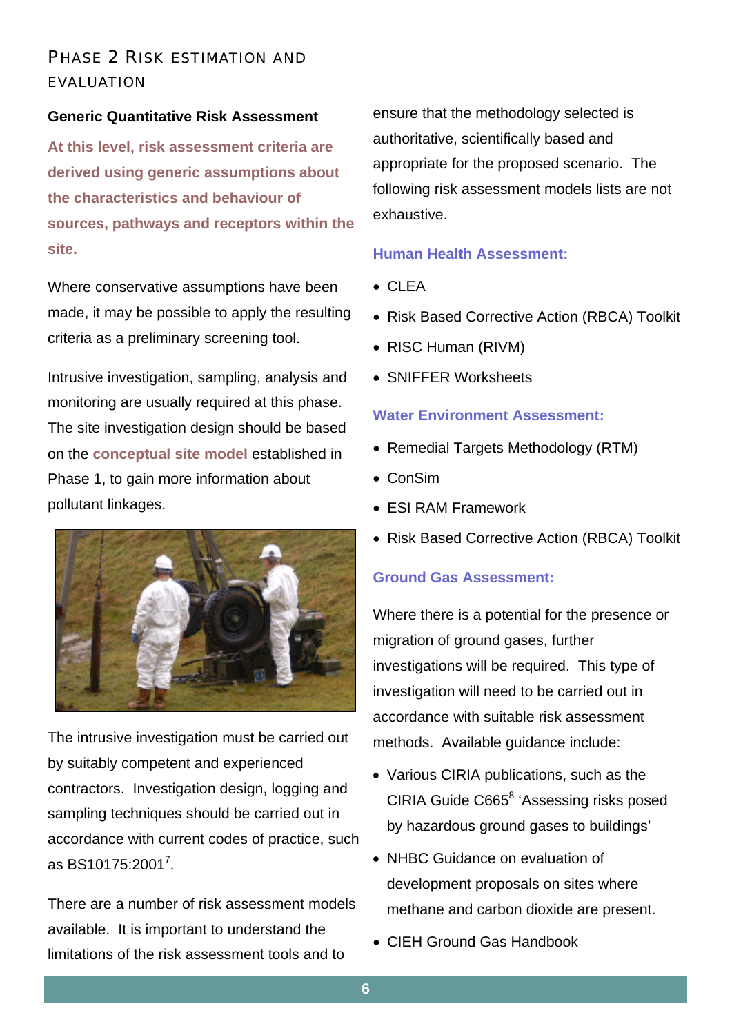## PHASE 2 RISK ESTIMATION AND EVALUATION

**Generic Quantitative Risk Assessment**

**At this level, risk assessment criteria are derived using generic assumptions about the characteristics and behaviour of sources, pathways and receptors within the site.**

Where conservative assumptions have been made, it may be possible to apply the resulting criteria as a preliminary screening tool.

Intrusive investigation, sampling, analysis and monitoring are usually required at this phase. The site investigation design should be based on the **conceptual site model** established in Phase 1, to gain more information about pollutant linkages.

The intrusive investigation must be carried out by suitably competent and experienced contractors. Investigation design, logging and sampling techniques should be carried out in accordance with current codes of practice, such as BS10175:2001[7].

There are a number of risk assessment models available. It is important to understand the limitations of the risk assessment tools and to ensure that the methodology selected is authoritative, scientifically based and appropriate for the proposed scenario. The following risk assessment models lists are not exhaustive.

**Human Health Assessment:**

- CLEA
- Risk Based Corrective Action (RBCA) Toolkit
- RISC Human (RIVM)
- SNIFFER Worksheets

**Water Environment Assessment:**

- Remedial Targets Methodology (RTM)
- ConSim
- ESI RAM Framework
- Risk Based Corrective Action (RBCA) Toolkit

**Ground Gas Assessment:**

Where there is a potential for the presence or migration of ground gases, further investigations will be required. This type of investigation will need to be carried out in accordance with suitable risk assessment methods. Available guidance include:

- Various CIRIA publications, such as the CIRIA Guide C665[8] 'Assessing risks posed by hazardous ground gases to buildings'
- NHBC Guidance on evaluation of development proposals on sites where methane and carbon dioxide are present.
- CIEH Ground Gas Handbook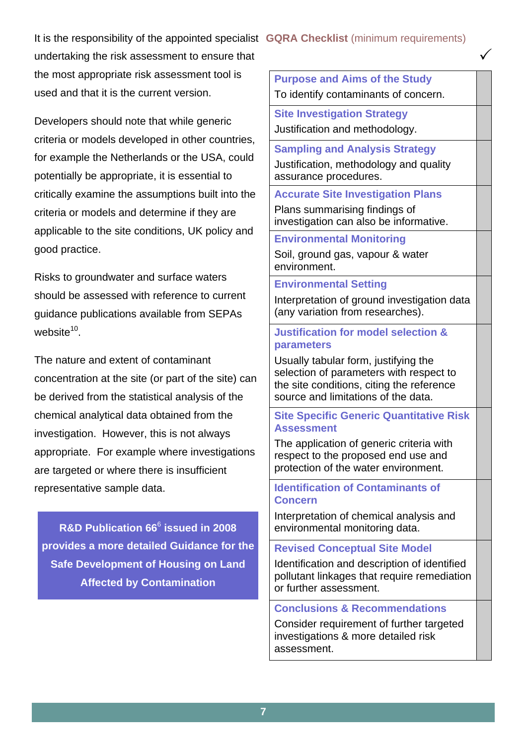It is the responsibility of the appointed specialist undertaking the risk assessment to ensure that the most appropriate risk assessment tool is used and that it is the current version.

Developers should note that while generic criteria or models developed in other countries, for example the Netherlands or the USA, could potentially be appropriate, it is essential to critically examine the assumptions built into the criteria or models and determine if they are applicable to the site conditions, UK policy and good practice.

Risks to groundwater and surface waters should be assessed with reference to current guidance publications available from SEPAs website[10].

The nature and extent of contaminant concentration at the site (or part of the site) can be derived from the statistical analysis of the chemical analytical data obtained from the investigation. However, this is not always appropriate. For example where investigations are targeted or where there is insufficient representative sample data.

**R&D Publication 66[6] issued in 2008 provides a more detailed Guidance for the Safe Development of Housing on Land Affected by Contamination**

## GQRA Checklist (minimum requirements)

| | ✓ |
|---|---|
| **Purpose and Aims of the Study**<br>To identify contaminants of concern. | |
| **Site Investigation Strategy**<br>Justification and methodology. | |
| **Sampling and Analysis Strategy**<br>Justification, methodology and quality assurance procedures. | |
| **Accurate Site Investigation Plans**<br>Plans summarising findings of investigation can also be informative. | |
| **Environmental Monitoring**<br>Soil, ground gas, vapour & water environment. | |
| **Environmental Setting**<br>Interpretation of ground investigation data (any variation from researches). | |
| **Justification for model selection & parameters**<br>Usually tabular form, justifying the selection of parameters with respect to the site conditions, citing the reference source and limitations of the data. | |
| **Site Specific Generic Quantitative Risk Assessment**<br>The application of generic criteria with respect to the proposed end use and protection of the water environment. | |
| **Identification of Contaminants of Concern**<br>Interpretation of chemical analysis and environmental monitoring data. | |
| **Revised Conceptual Site Model**<br>Identification and description of identified pollutant linkages that require remediation or further assessment. | |
| **Conclusions & Recommendations**<br>Consider requirement of further targeted investigations & more detailed risk assessment. | |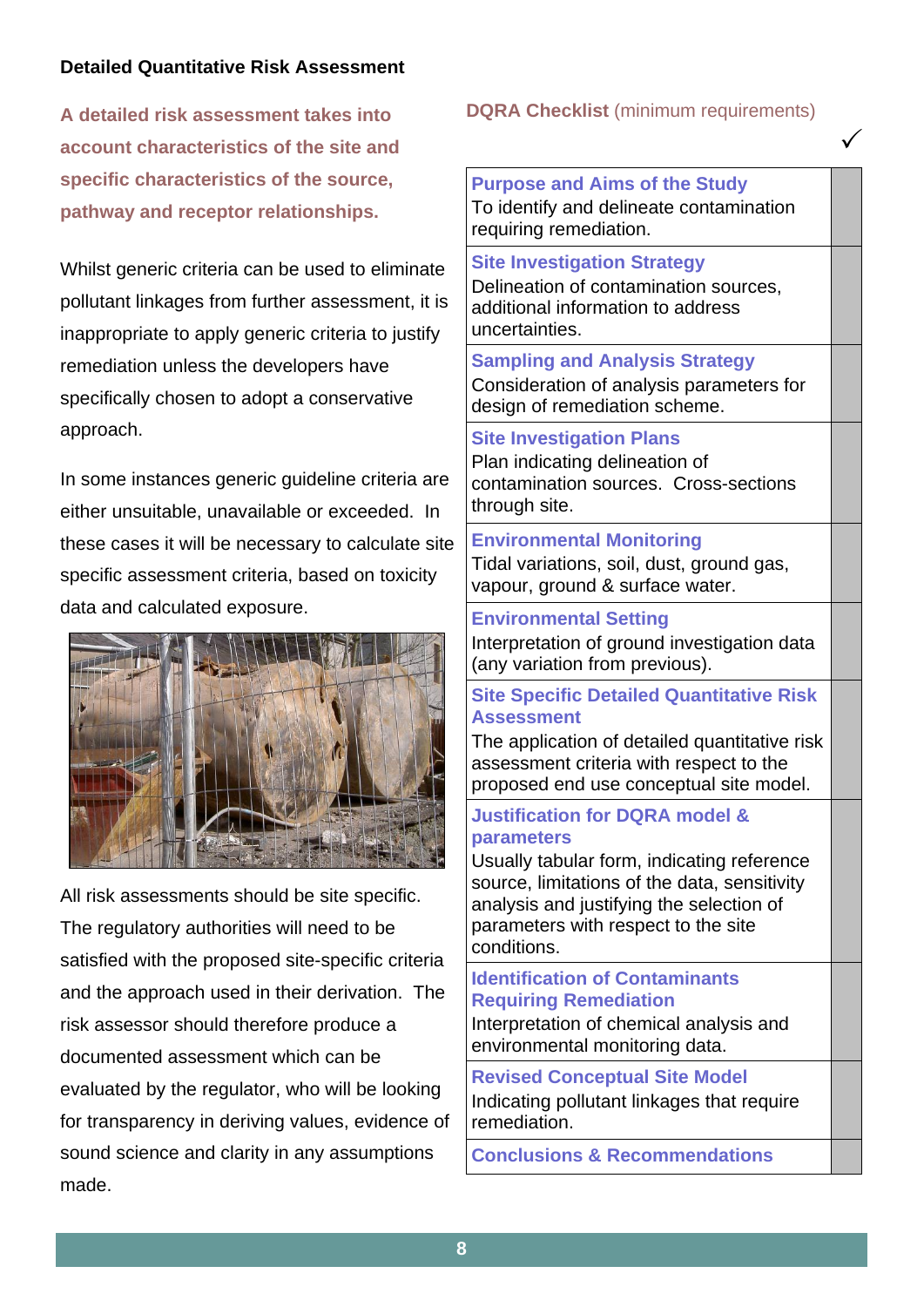## Detailed Quantitative Risk Assessment

**A detailed risk assessment takes into account characteristics of the site and specific characteristics of the source, pathway and receptor relationships.**

Whilst generic criteria can be used to eliminate pollutant linkages from further assessment, it is inappropriate to apply generic criteria to justify remediation unless the developers have specifically chosen to adopt a conservative approach.

In some instances generic guideline criteria are either unsuitable, unavailable or exceeded. In these cases it will be necessary to calculate site specific assessment criteria, based on toxicity data and calculated exposure.

All risk assessments should be site specific. The regulatory authorities will need to be satisfied with the proposed site-specific criteria and the approach used in their derivation. The risk assessor should therefore produce a documented assessment which can be evaluated by the regulator, who will be looking for transparency in deriving values, evidence of sound science and clarity in any assumptions made.

**DQRA Checklist** (minimum requirements)

| | ✓ |
|---|---|
| **Purpose and Aims of the Study**<br>To identify and delineate contamination requiring remediation. | |
| **Site Investigation Strategy**<br>Delineation of contamination sources, additional information to address uncertainties. | |
| **Sampling and Analysis Strategy**<br>Consideration of analysis parameters for design of remediation scheme. | |
| **Site Investigation Plans**<br>Plan indicating delineation of contamination sources. Cross-sections through site. | |
| **Environmental Monitoring**<br>Tidal variations, soil, dust, ground gas, vapour, ground & surface water. | |
| **Environmental Setting**<br>Interpretation of ground investigation data (any variation from previous). | |
| **Site Specific Detailed Quantitative Risk Assessment**<br>The application of detailed quantitative risk assessment criteria with respect to the proposed end use conceptual site model. | |
| **Justification for DQRA model & parameters**<br>Usually tabular form, indicating reference source, limitations of the data, sensitivity analysis and justifying the selection of parameters with respect to the site conditions. | |
| **Identification of Contaminants Requiring Remediation**<br>Interpretation of chemical analysis and environmental monitoring data. | |
| **Revised Conceptual Site Model**<br>Indicating pollutant linkages that require remediation. | |
| **Conclusions & Recommendations** | |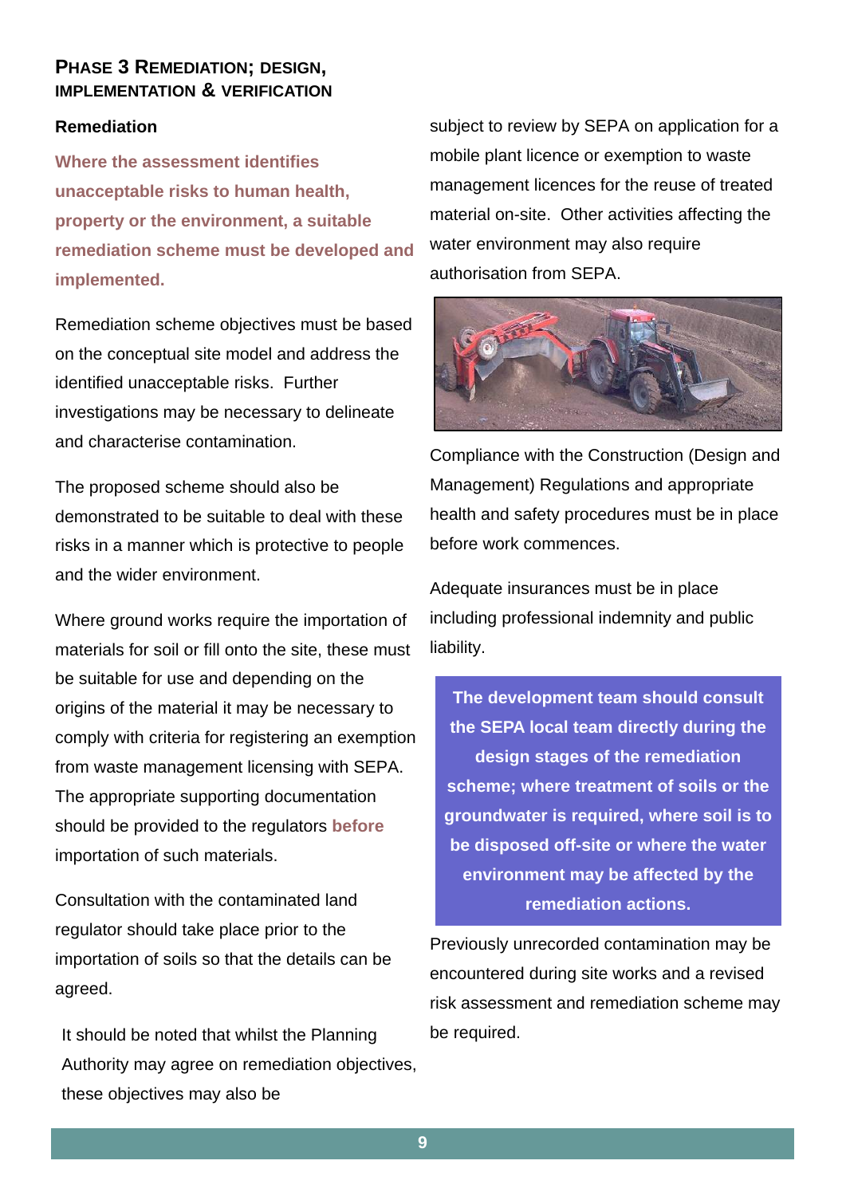## Phase 3 Remediation; design, implementation & verification

### Remediation

**Where the assessment identifies unacceptable risks to human health, property or the environment, a suitable remediation scheme must be developed and implemented.**

Remediation scheme objectives must be based on the conceptual site model and address the identified unacceptable risks. Further investigations may be necessary to delineate and characterise contamination.

The proposed scheme should also be demonstrated to be suitable to deal with these risks in a manner which is protective to people and the wider environment.

Where ground works require the importation of materials for soil or fill onto the site, these must be suitable for use and depending on the origins of the material it may be necessary to comply with criteria for registering an exemption from waste management licensing with SEPA. The appropriate supporting documentation should be provided to the regulators **before** importation of such materials.

Consultation with the contaminated land regulator should take place prior to the importation of soils so that the details can be agreed.

It should be noted that whilst the Planning Authority may agree on remediation objectives, these objectives may also be subject to review by SEPA on application for a mobile plant licence or exemption to waste management licences for the reuse of treated material on-site. Other activities affecting the water environment may also require authorisation from SEPA.

Compliance with the Construction (Design and Management) Regulations and appropriate health and safety procedures must be in place before work commences.

Adequate insurances must be in place including professional indemnity and public liability.

**The development team should consult the SEPA local team directly during the design stages of the remediation scheme; where treatment of soils or the groundwater is required, where soil is to be disposed off-site or where the water environment may be affected by the remediation actions.**

Previously unrecorded contamination may be encountered during site works and a revised risk assessment and remediation scheme may be required.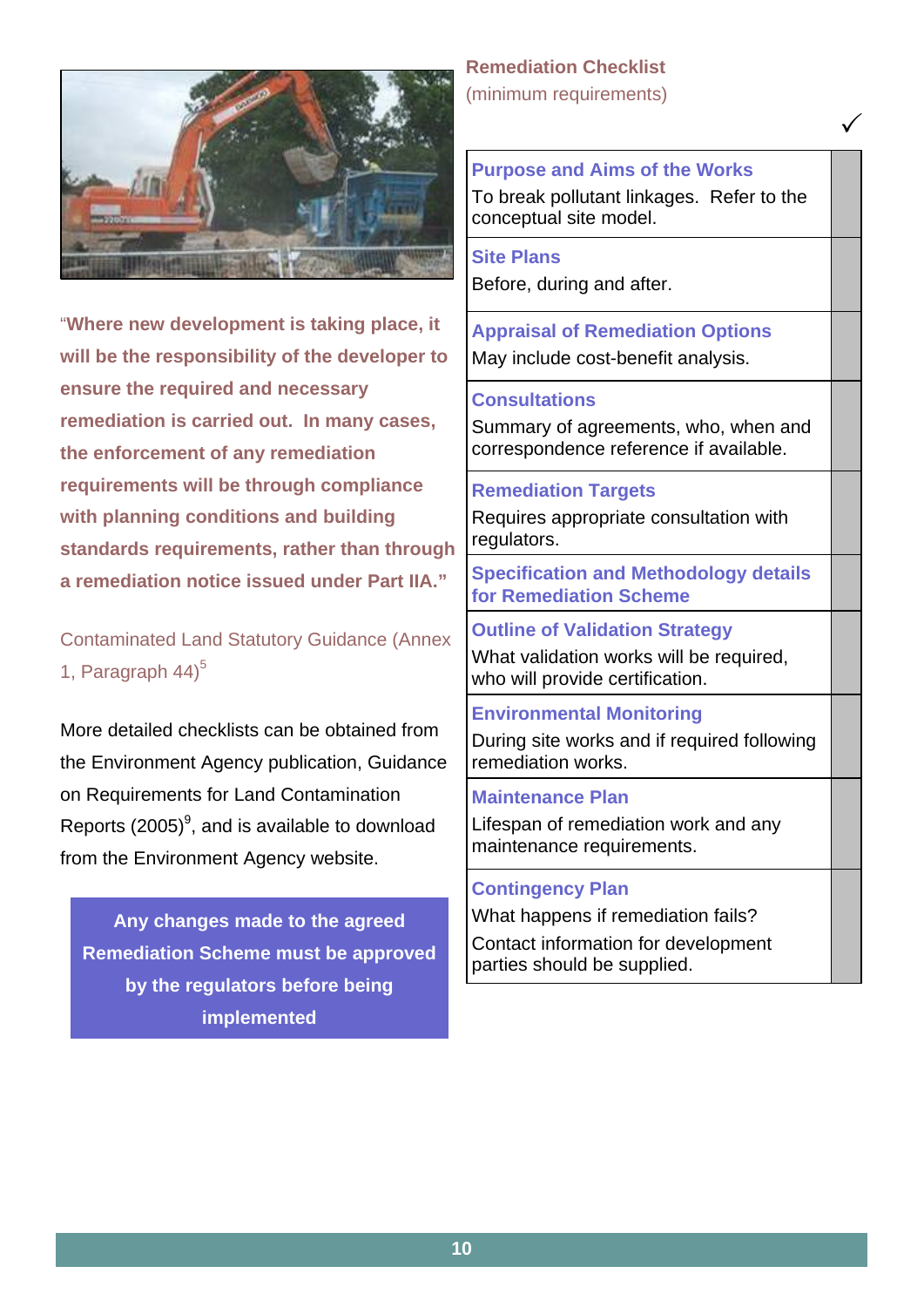"**Where new development is taking place, it will be the responsibility of the developer to ensure the required and necessary remediation is carried out. In many cases, the enforcement of any remediation requirements will be through compliance with planning conditions and building standards requirements, rather than through a remediation notice issued under Part IIA.**"

Contaminated Land Statutory Guidance (Annex 1, Paragraph 44)[5]

More detailed checklists can be obtained from the Environment Agency publication, Guidance on Requirements for Land Contamination Reports (2005)[9], and is available to download from the Environment Agency website.

**Any changes made to the agreed Remediation Scheme must be approved by the regulators before being implemented**

## Remediation Checklist
(minimum requirements)

| | ✓ |
|---|---|
| **Purpose and Aims of the Works**<br>To break pollutant linkages. Refer to the conceptual site model. | |
| **Site Plans**<br>Before, during and after. | |
| **Appraisal of Remediation Options**<br>May include cost-benefit analysis. | |
| **Consultations**<br>Summary of agreements, who, when and correspondence reference if available. | |
| **Remediation Targets**<br>Requires appropriate consultation with regulators. | |
| **Specification and Methodology details for Remediation Scheme** | |
| **Outline of Validation Strategy**<br>What validation works will be required, who will provide certification. | |
| **Environmental Monitoring**<br>During site works and if required following remediation works. | |
| **Maintenance Plan**<br>Lifespan of remediation work and any maintenance requirements. | |
| **Contingency Plan**<br>What happens if remediation fails?<br>Contact information for development parties should be supplied. | |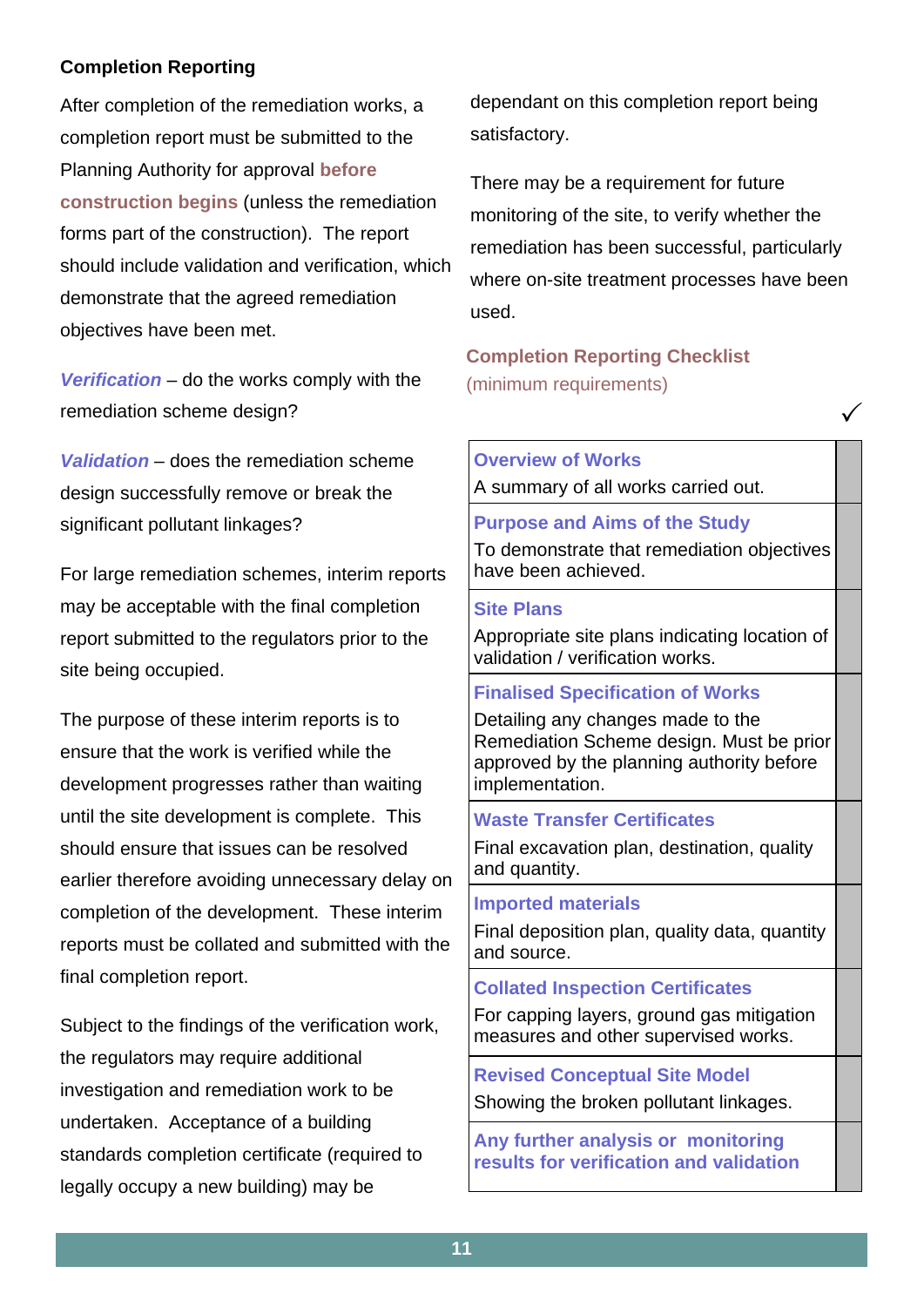## Completion Reporting

After completion of the remediation works, a completion report must be submitted to the Planning Authority for approval **before construction begins** (unless the remediation forms part of the construction). The report should include validation and verification, which demonstrate that the agreed remediation objectives have been met.

***Verification*** – do the works comply with the remediation scheme design?

***Validation*** – does the remediation scheme design successfully remove or break the significant pollutant linkages?

For large remediation schemes, interim reports may be acceptable with the final completion report submitted to the regulators prior to the site being occupied.

The purpose of these interim reports is to ensure that the work is verified while the development progresses rather than waiting until the site development is complete. This should ensure that issues can be resolved earlier therefore avoiding unnecessary delay on completion of the development. These interim reports must be collated and submitted with the final completion report.

Subject to the findings of the verification work, the regulators may require additional investigation and remediation work to be undertaken. Acceptance of a building standards completion certificate (required to legally occupy a new building) may be dependant on this completion report being satisfactory.

There may be a requirement for future monitoring of the site, to verify whether the remediation has been successful, particularly where on-site treatment processes have been used.

### Completion Reporting Checklist

(minimum requirements)

| | ✓ |
|---|---|
| **Overview of Works**<br>A summary of all works carried out. | |
| **Purpose and Aims of the Study**<br>To demonstrate that remediation objectives have been achieved. | |
| **Site Plans**<br>Appropriate site plans indicating location of validation / verification works. | |
| **Finalised Specification of Works**<br>Detailing any changes made to the Remediation Scheme design. Must be prior approved by the planning authority before implementation. | |
| **Waste Transfer Certificates**<br>Final excavation plan, destination, quality and quantity. | |
| **Imported materials**<br>Final deposition plan, quality data, quantity and source. | |
| **Collated Inspection Certificates**<br>For capping layers, ground gas mitigation measures and other supervised works. | |
| **Revised Conceptual Site Model**<br>Showing the broken pollutant linkages. | |
| **Any further analysis or monitoring results for verification and validation** | |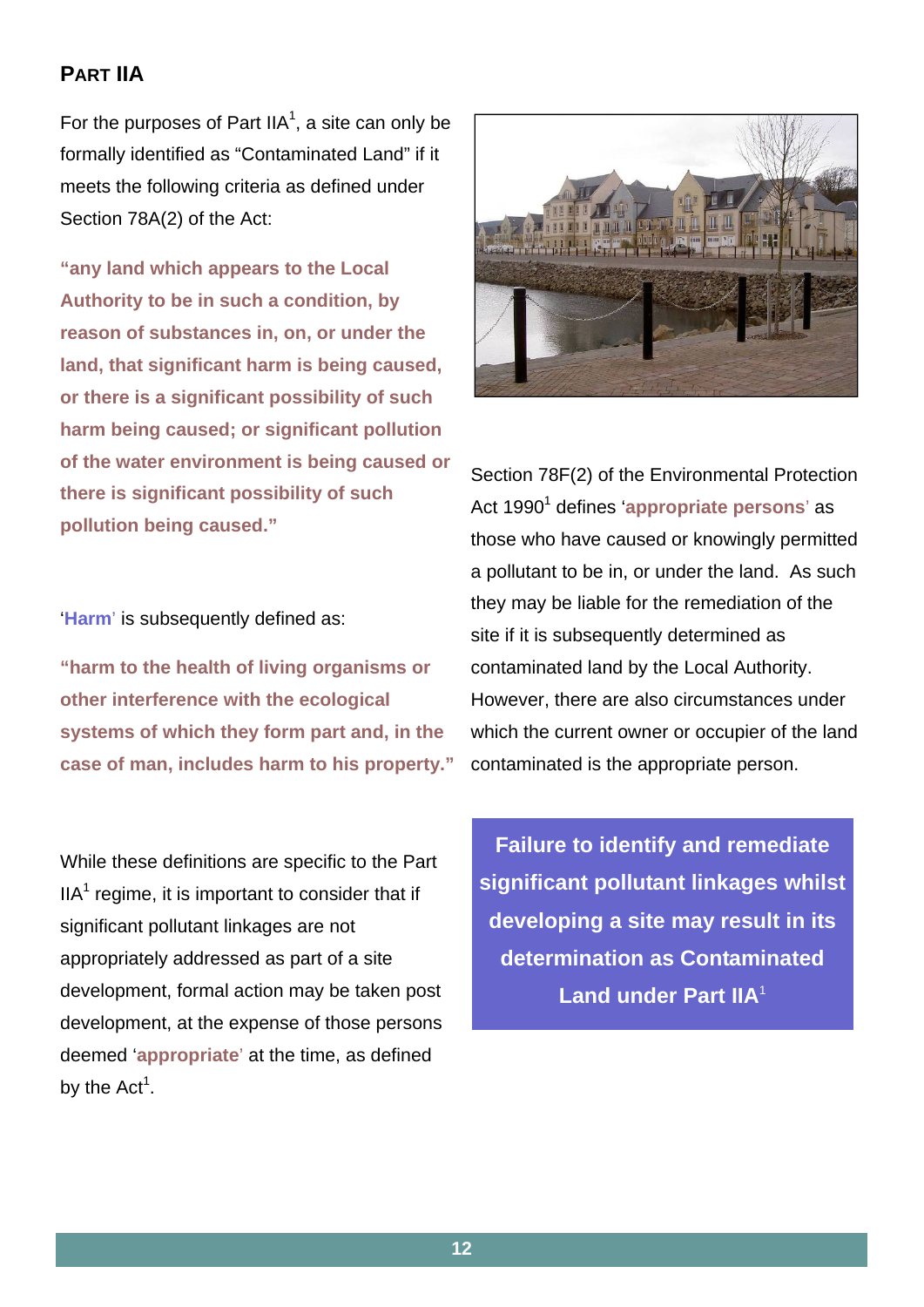## Part IIA

For the purposes of Part IIA[1], a site can only be formally identified as "Contaminated Land" if it meets the following criteria as defined under Section 78A(2) of the Act:

**"any land which appears to the Local Authority to be in such a condition, by reason of substances in, on, or under the land, that significant harm is being caused, or there is a significant possibility of such harm being caused; or significant pollution of the water environment is being caused or there is significant possibility of such pollution being caused."**

'**Harm**' is subsequently defined as:

**"harm to the health of living organisms or other interference with the ecological systems of which they form part and, in the case of man, includes harm to his property."**

While these definitions are specific to the Part IIA[1] regime, it is important to consider that if significant pollutant linkages are not appropriately addressed as part of a site development, formal action may be taken post development, at the expense of those persons deemed '**appropriate**' at the time, as defined by the Act[1].

Section 78F(2) of the Environmental Protection Act 1990[1] defines '**appropriate persons**' as those who have caused or knowingly permitted a pollutant to be in, or under the land. As such they may be liable for the remediation of the site if it is subsequently determined as contaminated land by the Local Authority. However, there are also circumstances under which the current owner or occupier of the land contaminated is the appropriate person.

**Failure to identify and remediate significant pollutant linkages whilst developing a site may result in its determination as Contaminated Land under Part IIA[1]**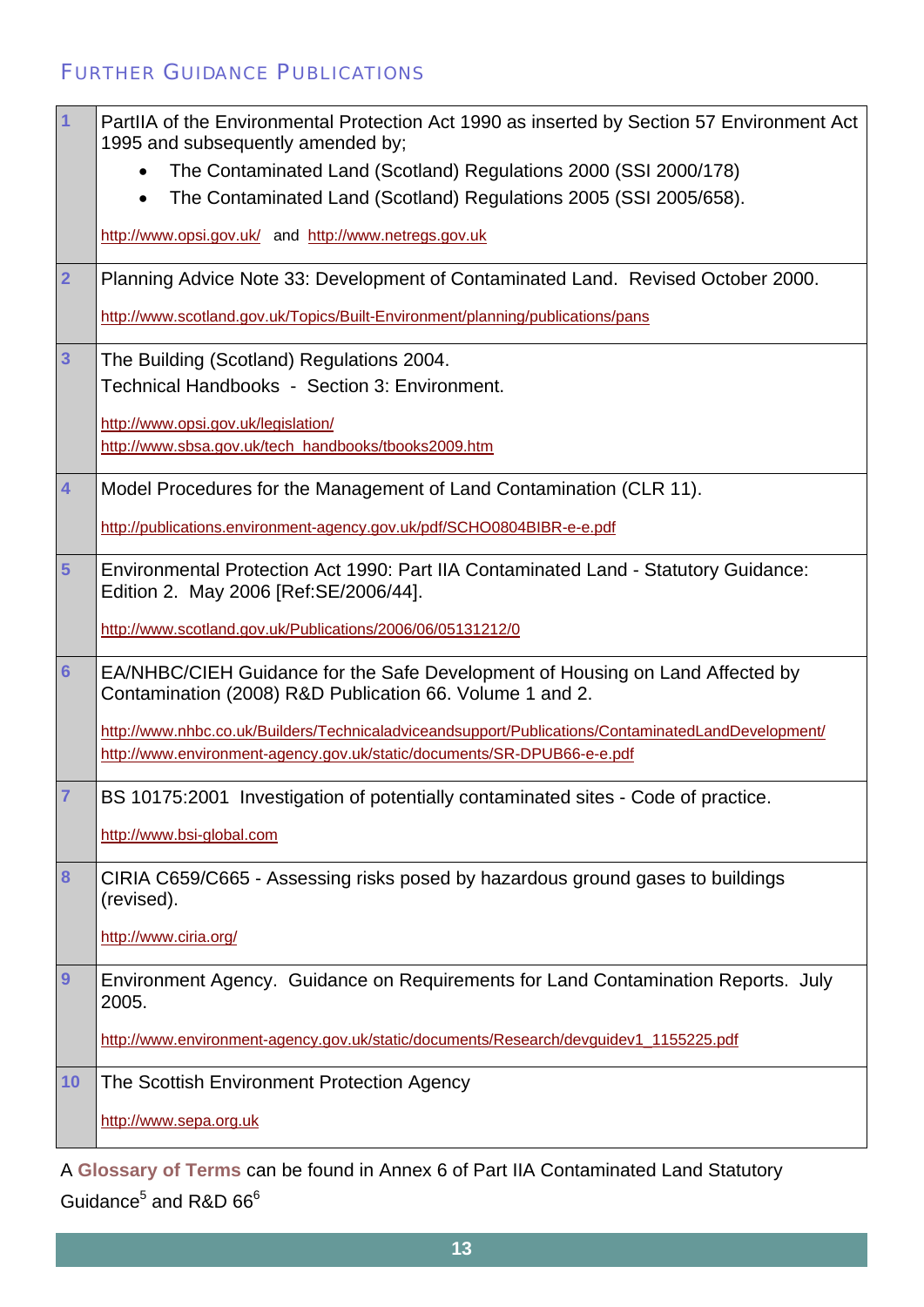## Further Guidance Publications

| | |
|---|---|
| 1 | PartIIA of the Environmental Protection Act 1990 as inserted by Section 57 Environment Act 1995 and subsequently amended by;<br>• The Contaminated Land (Scotland) Regulations 2000 (SSI 2000/178)<br>• The Contaminated Land (Scotland) Regulations 2005 (SSI 2005/658).<br><br>http://www.opsi.gov.uk/ and http://www.netregs.gov.uk |
| 2 | Planning Advice Note 33: Development of Contaminated Land. Revised October 2000.<br><br>http://www.scotland.gov.uk/Topics/Built-Environment/planning/publications/pans |
| 3 | The Building (Scotland) Regulations 2004.<br>Technical Handbooks - Section 3: Environment.<br><br>http://www.opsi.gov.uk/legislation/<br>http://www.sbsa.gov.uk/tech_handbooks/tbooks2009.htm |
| 4 | Model Procedures for the Management of Land Contamination (CLR 11).<br><br>http://publications.environment-agency.gov.uk/pdf/SCHO0804BIBR-e-e.pdf |
| 5 | Environmental Protection Act 1990: Part IIA Contaminated Land - Statutory Guidance: Edition 2. May 2006 [Ref:SE/2006/44].<br><br>http://www.scotland.gov.uk/Publications/2006/06/05131212/0 |
| 6 | EA/NHBC/CIEH Guidance for the Safe Development of Housing on Land Affected by Contamination (2008) R&D Publication 66. Volume 1 and 2.<br><br>http://www.nhbc.co.uk/Builders/Technicaladviceandsupport/Publications/ContaminatedLandDevelopment/<br>http://www.environment-agency.gov.uk/static/documents/SR-DPUB66-e-e.pdf |
| 7 | BS 10175:2001 Investigation of potentially contaminated sites - Code of practice.<br><br>http://www.bsi-global.com |
| 8 | CIRIA C659/C665 - Assessing risks posed by hazardous ground gases to buildings (revised).<br><br>http://www.ciria.org/ |
| 9 | Environment Agency. Guidance on Requirements for Land Contamination Reports. July 2005.<br><br>http://www.environment-agency.gov.uk/static/documents/Research/devguidev1_1155225.pdf |
| 10 | The Scottish Environment Protection Agency<br><br>http://www.sepa.org.uk |

A **Glossary of Terms** can be found in Annex 6 of Part IIA Contaminated Land Statutory Guidance[5] and R&D 66[6]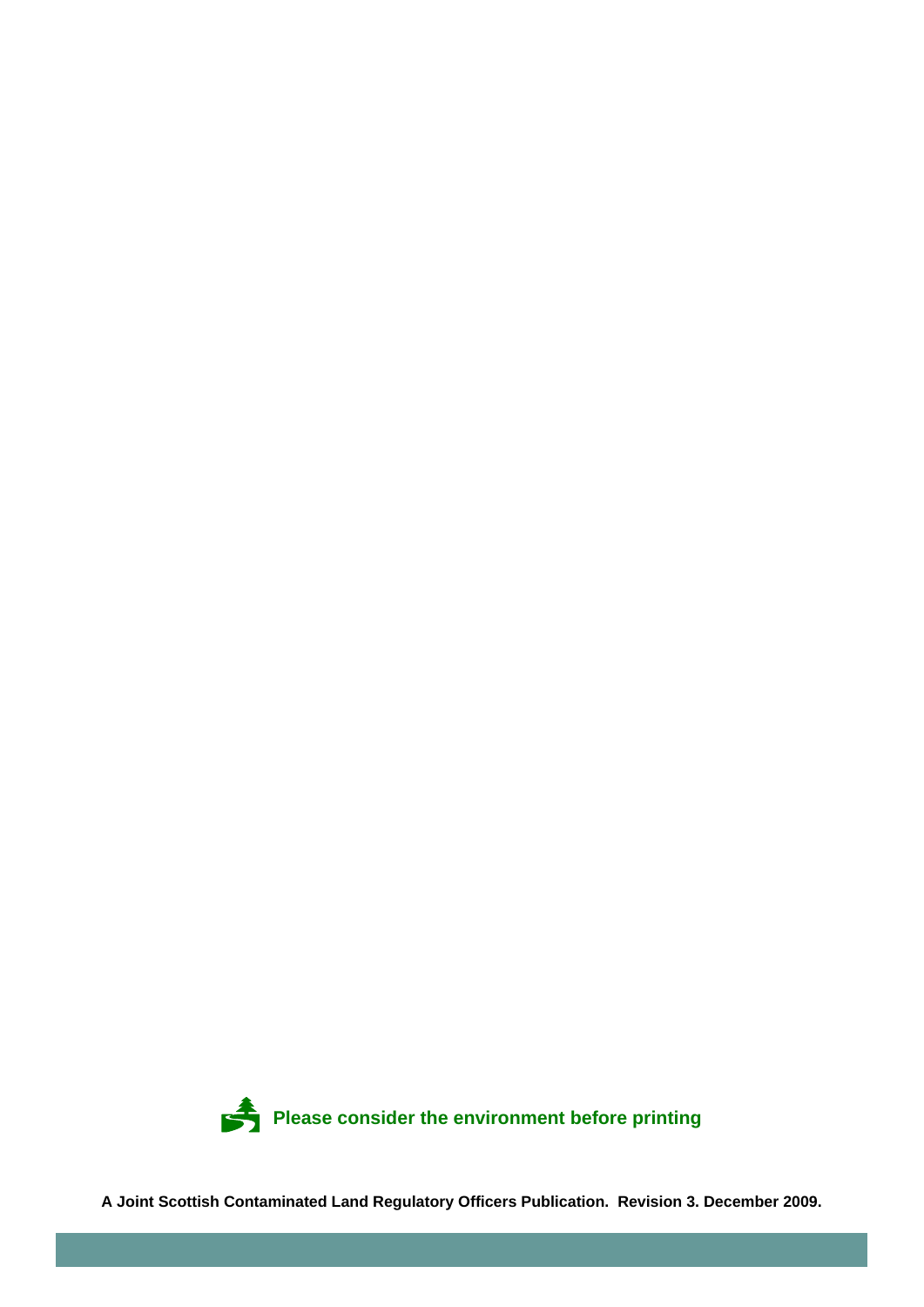**Please consider the environment before printing**

**A Joint Scottish Contaminated Land Regulatory Officers Publication. Revision 3. December 2009.**